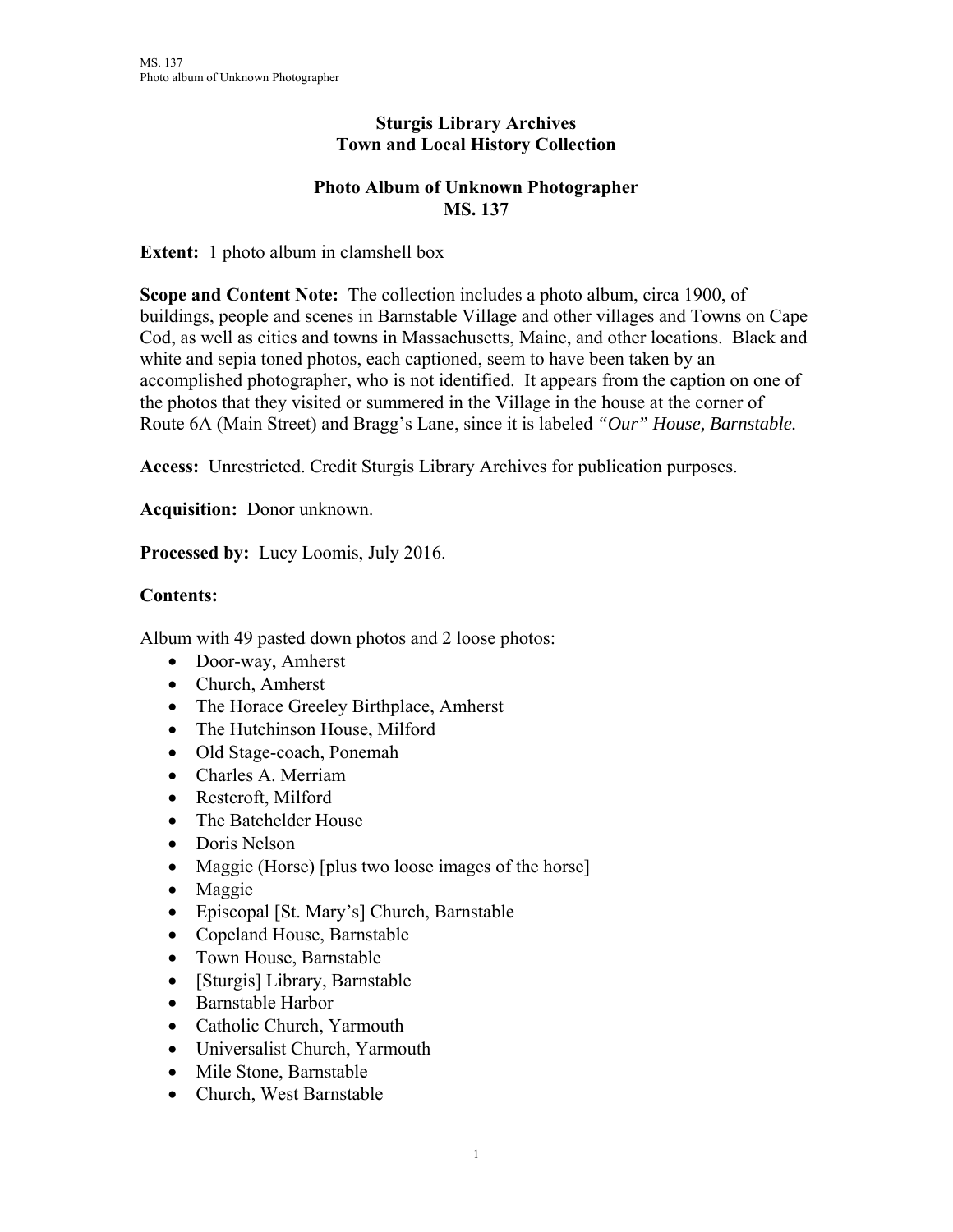# Sturgis Library Archives
# Town and Local History Collection

## Photo Album of Unknown Photographer
## MS. 137

**Extent:** 1 photo album in clamshell box

**Scope and Content Note:** The collection includes a photo album, circa 1900, of buildings, people and scenes in Barnstable Village and other villages and Towns on Cape Cod, as well as cities and towns in Massachusetts, Maine, and other locations. Black and white and sepia toned photos, each captioned, seem to have been taken by an accomplished photographer, who is not identified. It appears from the caption on one of the photos that they visited or summered in the Village in the house at the corner of Route 6A (Main Street) and Bragg's Lane, since it is labeled *"Our" House, Barnstable.*

**Access:** Unrestricted. Credit Sturgis Library Archives for publication purposes.

**Acquisition:** Donor unknown.

**Processed by:** Lucy Loomis, July 2016.

**Contents:**

Album with 49 pasted down photos and 2 loose photos:

- Door-way, Amherst
- Church, Amherst
- The Horace Greeley Birthplace, Amherst
- The Hutchinson House, Milford
- Old Stage-coach, Ponemah
- Charles A. Merriam
- Restcroft, Milford
- The Batchelder House
- Doris Nelson
- Maggie (Horse) [plus two loose images of the horse]
- Maggie
- Episcopal [St. Mary's] Church, Barnstable
- Copeland House, Barnstable
- Town House, Barnstable
- [Sturgis] Library, Barnstable
- Barnstable Harbor
- Catholic Church, Yarmouth
- Universalist Church, Yarmouth
- Mile Stone, Barnstable
- Church, West Barnstable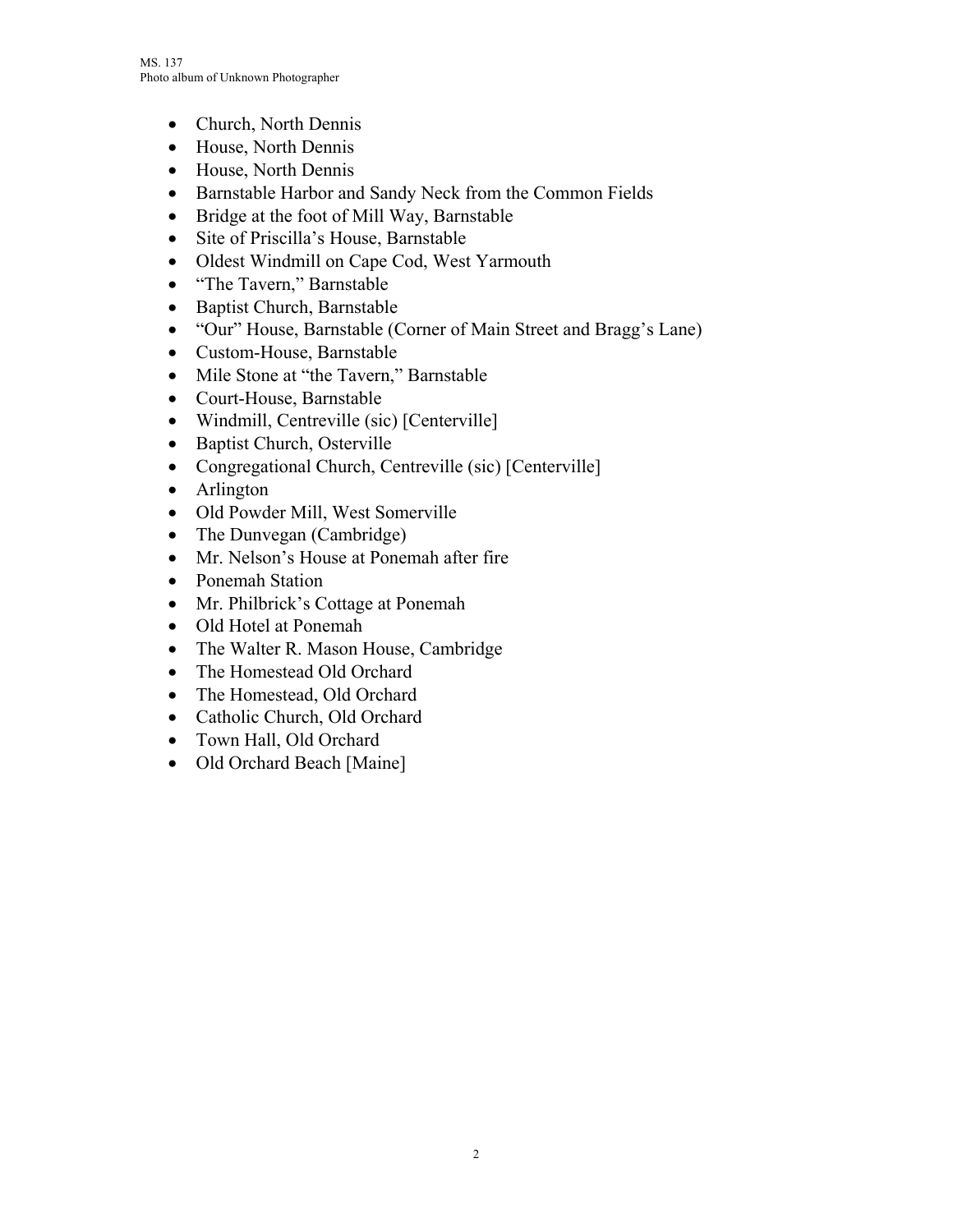- Church, North Dennis
- House, North Dennis
- House, North Dennis
- Barnstable Harbor and Sandy Neck from the Common Fields
- Bridge at the foot of Mill Way, Barnstable
- Site of Priscilla's House, Barnstable
- Oldest Windmill on Cape Cod, West Yarmouth
- "The Tavern," Barnstable
- Baptist Church, Barnstable
- "Our" House, Barnstable (Corner of Main Street and Bragg's Lane)
- Custom-House, Barnstable
- Mile Stone at "the Tavern," Barnstable
- Court-House, Barnstable
- Windmill, Centreville (sic) [Centerville]
- Baptist Church, Osterville
- Congregational Church, Centreville (sic) [Centerville]
- Arlington
- Old Powder Mill, West Somerville
- The Dunvegan (Cambridge)
- Mr. Nelson's House at Ponemah after fire
- Ponemah Station
- Mr. Philbrick's Cottage at Ponemah
- Old Hotel at Ponemah
- The Walter R. Mason House, Cambridge
- The Homestead Old Orchard
- The Homestead, Old Orchard
- Catholic Church, Old Orchard
- Town Hall, Old Orchard
- Old Orchard Beach [Maine]